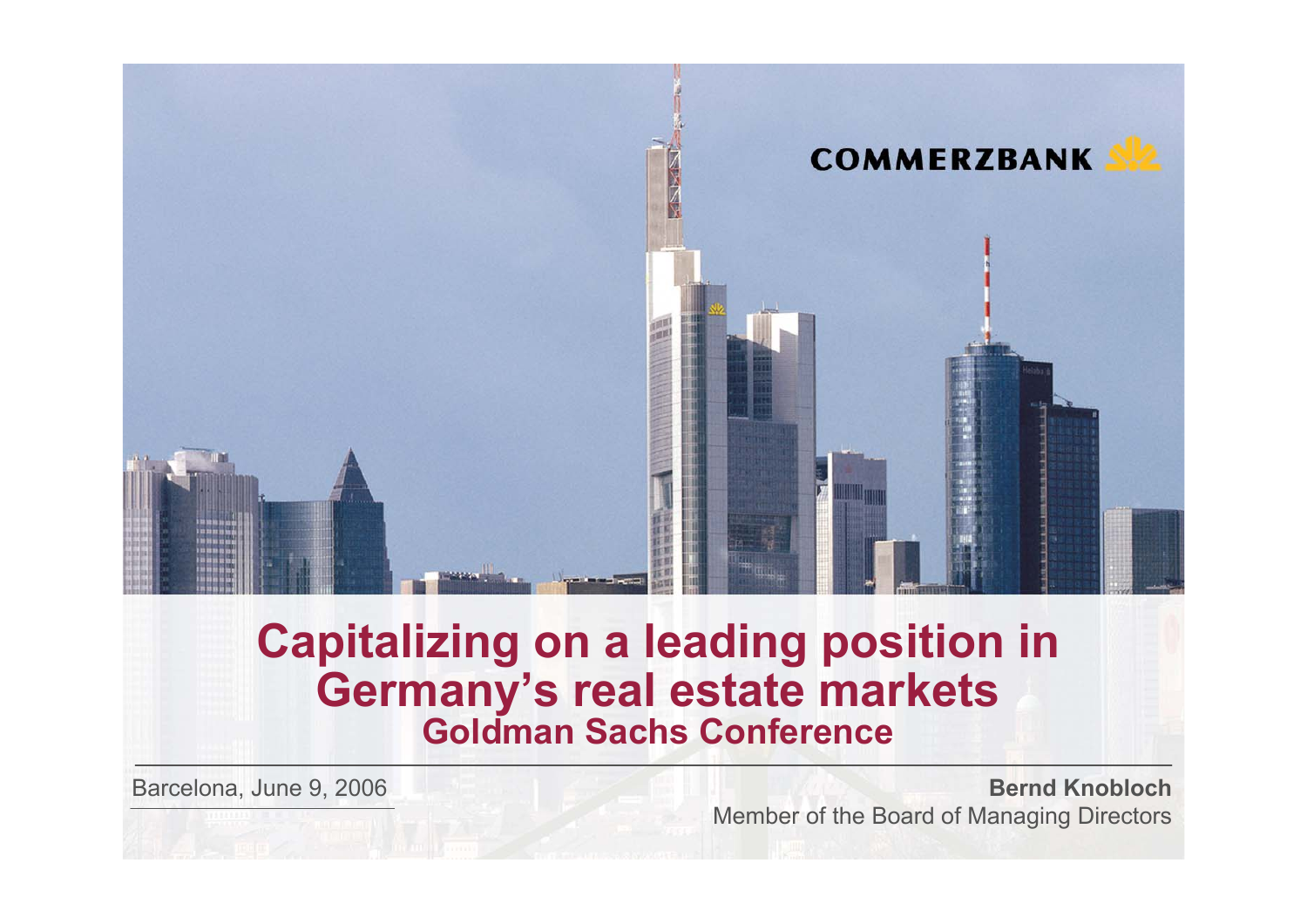COMMERZBANK

# Capitalizing on a leading position in Germany's real estate markets

## Goldman Sachs Conference

Barcelona, June 9, 2006

**Bernd Knobloch**
Member of the Board of Managing Directors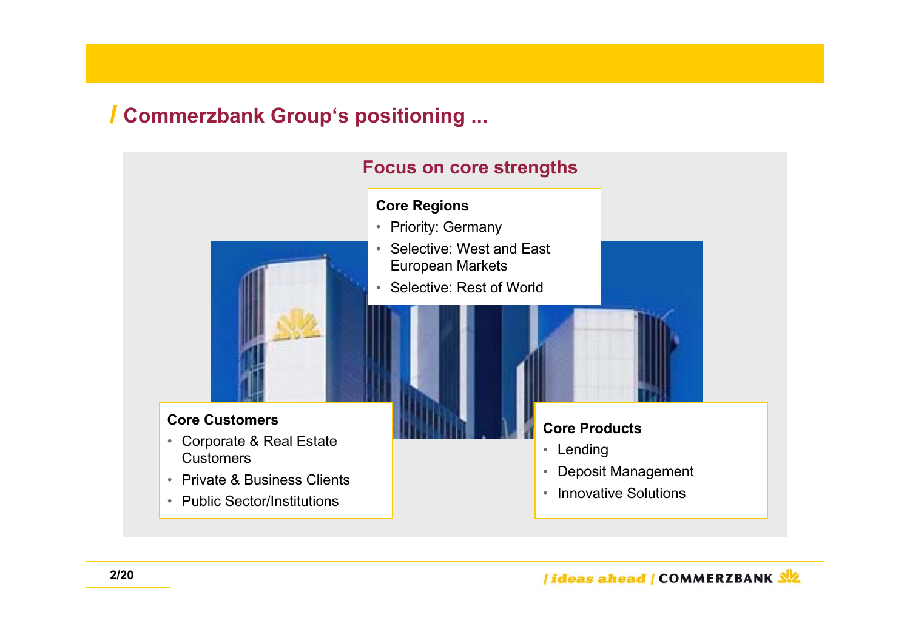# Commerzbank Group‘s positioning ...

## Focus on core strengths

**Core Regions**

- Priority: Germany
- Selective: West and East European Markets
- Selective: Rest of World

**Core Customers**

- Corporate & Real Estate Customers
- Private & Business Clients
- Public Sector/Institutions

**Core Products**

- Lending
- Deposit Management
- Innovative Solutions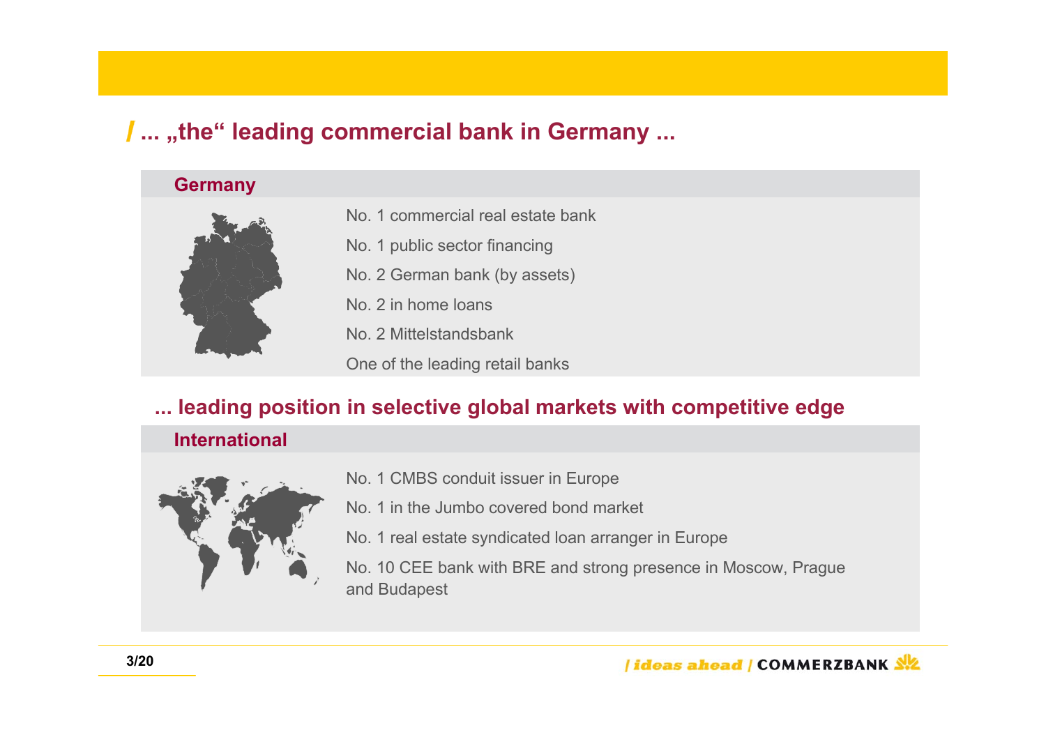## ... „the“ leading commercial bank in Germany ...

### Germany

- No. 1 commercial real estate bank
- No. 1 public sector financing
- No. 2 German bank (by assets)
- No. 2 in home loans
- No. 2 Mittelstandsbank
- One of the leading retail banks

## ... leading position in selective global markets with competitive edge

### International

- No. 1 CMBS conduit issuer in Europe
- No. 1 in the Jumbo covered bond market
- No. 1 real estate syndicated loan arranger in Europe
- No. 10 CEE bank with BRE and strong presence in Moscow, Prague and Budapest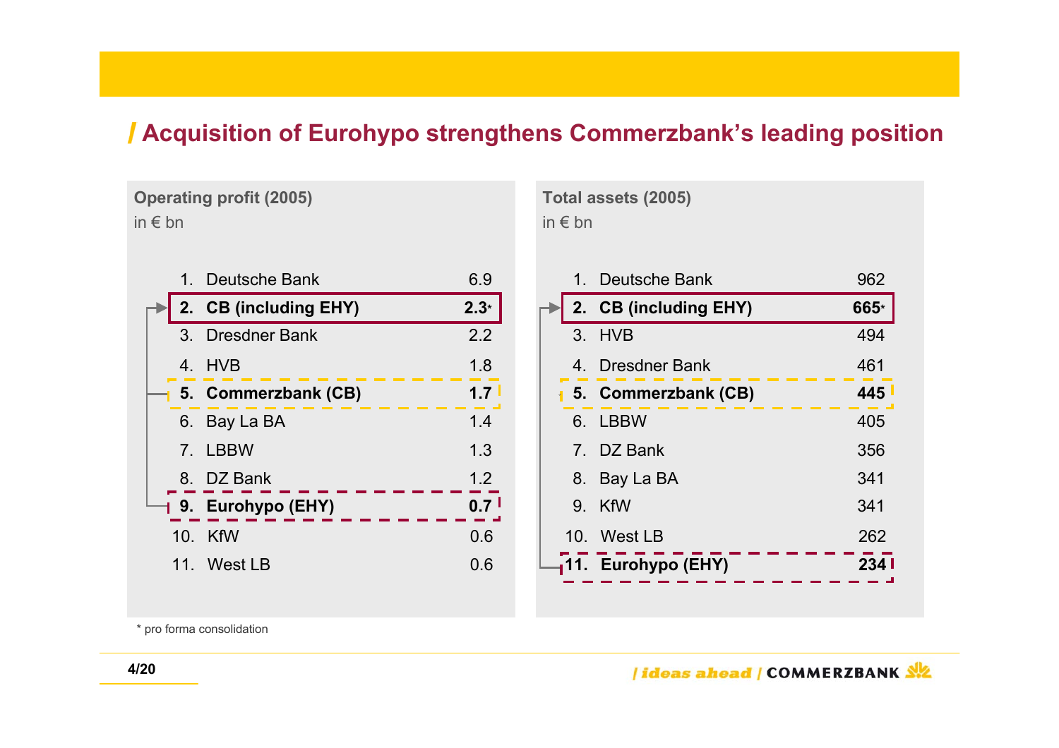## Acquisition of Eurohypo strengthens Commerzbank's leading position

**Operating profit (2005)**
in € bn

| Rank | Bank | Value |
|---|---|---|
| 1. | Deutsche Bank | 6.9 |
| **2.** | **CB (including EHY)** | **2.3*** |
| 3. | Dresdner Bank | 2.2 |
| 4. | HVB | 1.8 |
| **5.** | **Commerzbank (CB)** | **1.7** |
| 6. | Bay La BA | 1.4 |
| 7. | LBBW | 1.3 |
| 8. | DZ Bank | 1.2 |
| **9.** | **Eurohypo (EHY)** | **0.7** |
| 10. | KfW | 0.6 |
| 11. | West LB | 0.6 |

**Total assets (2005)**
in € bn

| Rank | Bank | Value |
|---|---|---|
| 1. | Deutsche Bank | 962 |
| **2.** | **CB (including EHY)** | **665*** |
| 3. | HVB | 494 |
| 4. | Dresdner Bank | 461 |
| **5.** | **Commerzbank (CB)** | **445** |
| 6. | LBBW | 405 |
| 7. | DZ Bank | 356 |
| 8. | Bay La BA | 341 |
| 9. | KfW | 341 |
| 10. | West LB | 262 |
| **11.** | **Eurohypo (EHY)** | **234** |

* pro forma consolidation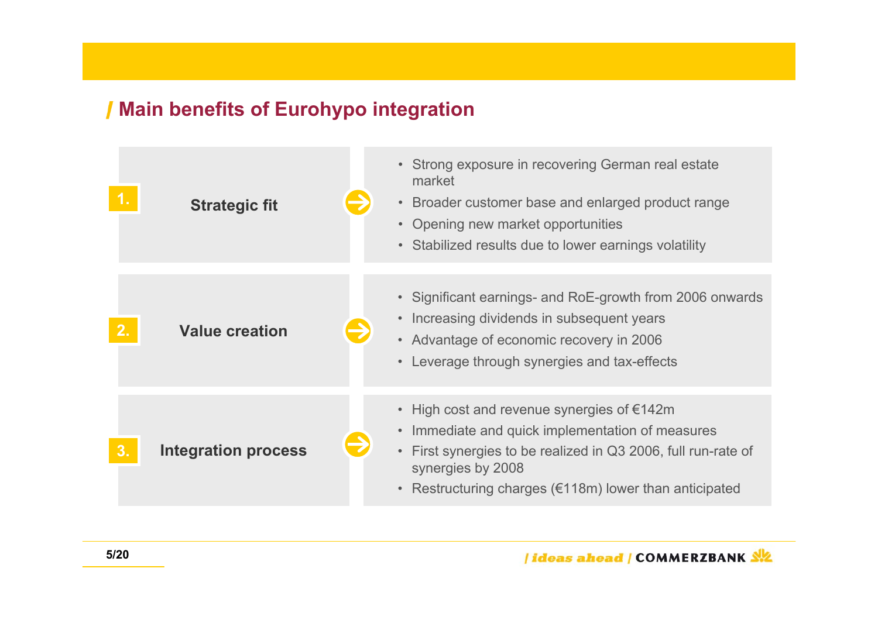# Main benefits of Eurohypo integration

## 1. Strategic fit

- Strong exposure in recovering German real estate market
- Broader customer base and enlarged product range
- Opening new market opportunities
- Stabilized results due to lower earnings volatility

## 2. Value creation

- Significant earnings- and RoE-growth from 2006 onwards
- Increasing dividends in subsequent years
- Advantage of economic recovery in 2006
- Leverage through synergies and tax-effects

## 3. Integration process

- High cost and revenue synergies of €142m
- Immediate and quick implementation of measures
- First synergies to be realized in Q3 2006, full run-rate of synergies by 2008
- Restructuring charges (€118m) lower than anticipated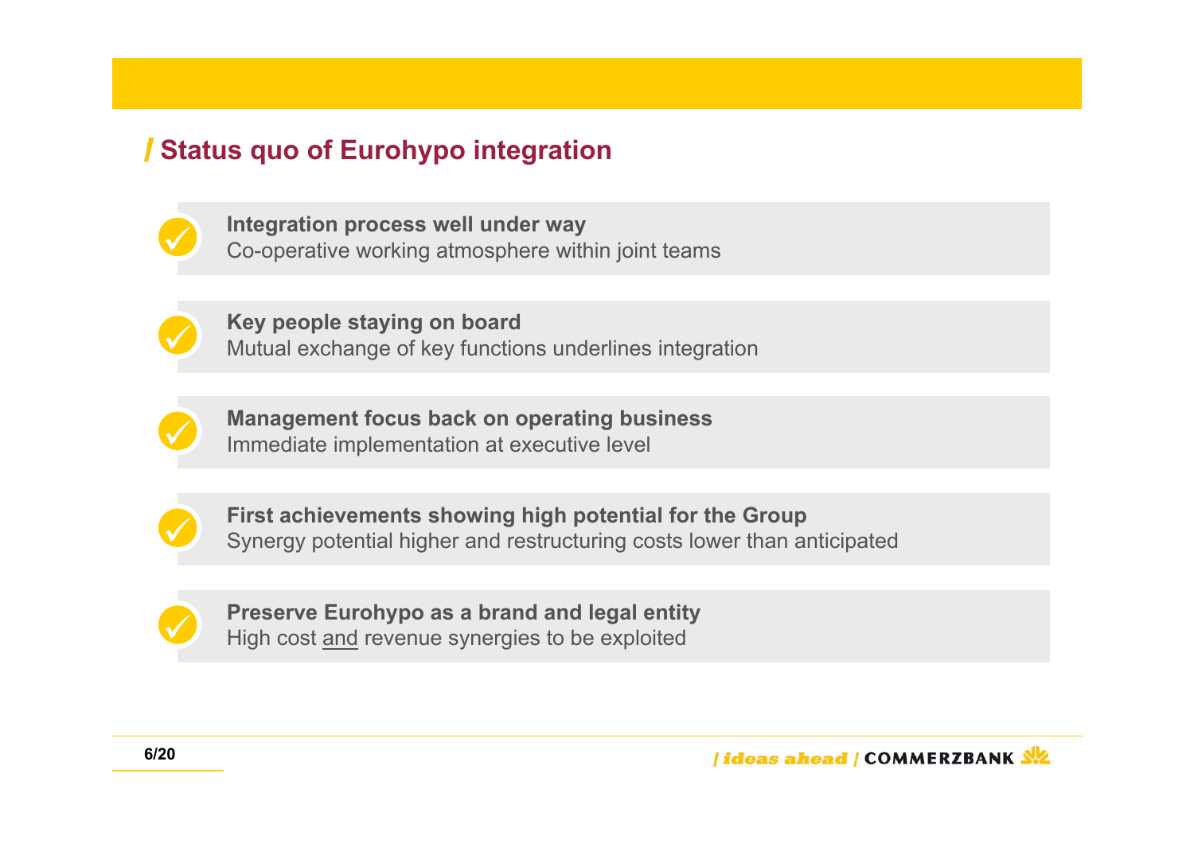## Status quo of Eurohypo integration

- **Integration process well under way**
  Co-operative working atmosphere within joint teams

- **Key people staying on board**
  Mutual exchange of key functions underlines integration

- **Management focus back on operating business**
  Immediate implementation at executive level

- **First achievements showing high potential for the Group**
  Synergy potential higher and restructuring costs lower than anticipated

- **Preserve Eurohypo as a brand and legal entity**
  High cost and revenue synergies to be exploited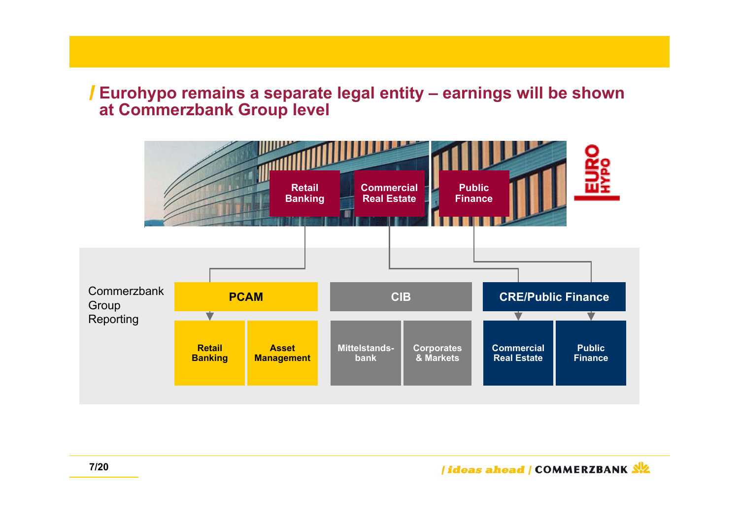# Eurohypo remains a separate legal entity – earnings will be shown at Commerzbank Group level

**EUROHYPO**

- Retail Banking
- Commercial Real Estate
- Public Finance

**Commerzbank Group Reporting**

| PCAM | | CIB | | CRE/Public Finance | |
|---|---|---|---|---|---|
| Retail Banking | Asset Management | Mittelstands-bank | Corporates & Markets | Commercial Real Estate | Public Finance |

- Eurohypo Retail Banking → PCAM: Retail Banking
- Eurohypo Commercial Real Estate → CRE/Public Finance: Commercial Real Estate
- Eurohypo Public Finance → CRE/Public Finance: Public Finance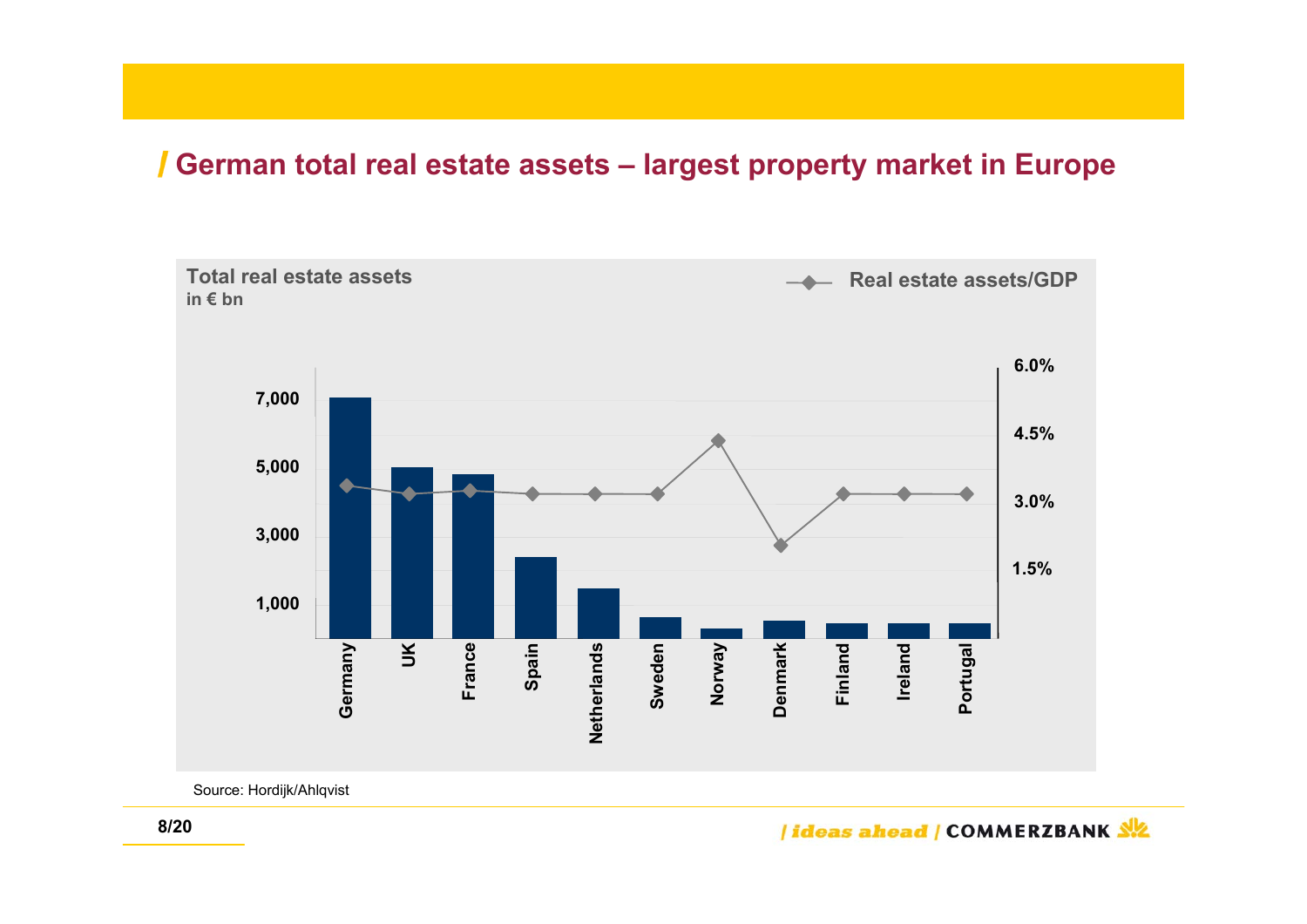## German total real estate assets – largest property market in Europe

**Total real estate assets**
**in € bn**

Real estate assets/GDP

7,000
5,000
3,000
1,000

6.0%
4.5%
3.0%
1.5%

Germany, UK, France, Spain, Netherlands, Sweden, Norway, Denmark, Finland, Ireland, Portugal

Source: Hordijk/Ahlqvist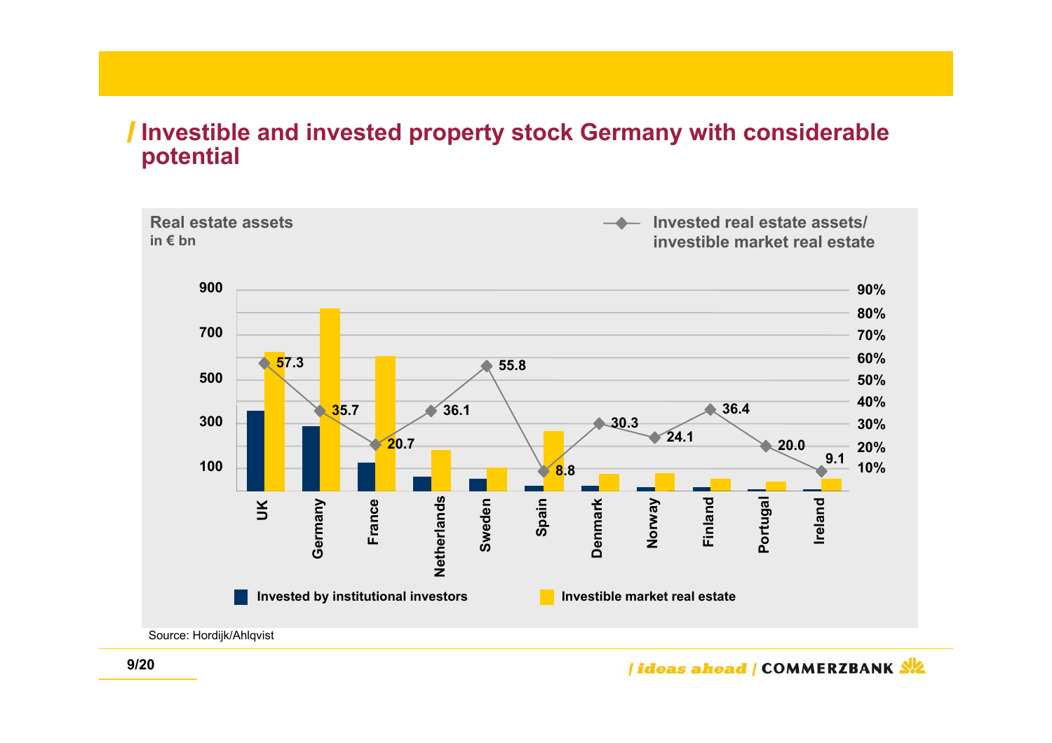## Investible and invested property stock Germany with considerable potential

**Real estate assets**
in € bn

Invested real estate assets/ investible market real estate

| Country | Invested real estate assets/ investible market real estate (%) |
|---|---|
| UK | 57.3 |
| Germany | 35.7 |
| France | 20.7 |
| Netherlands | 36.1 |
| Sweden | 55.8 |
| Spain | 8.8 |
| Denmark | 30.3 |
| Norway | 24.1 |
| Finland | 36.4 |
| Portugal | 20.0 |
| Ireland | 9.1 |

Invested by institutional investors — Investible market real estate

Source: Hordijk/Ahlqvist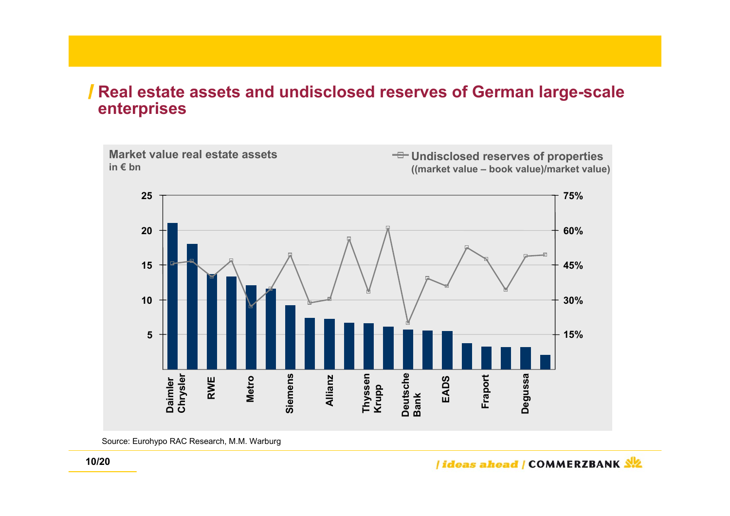# Real estate assets and undisclosed reserves of German large-scale enterprises

**Market value real estate assets**
**in € bn**

**Undisclosed reserves of properties**
**((market value – book value)/market value)**

25 / 20 / 15 / 10 / 5

75% / 60% / 45% / 30% / 15%

Daimler Chrysler, RWE, Metro, Siemens, Allianz, Thyssen Krupp, Deutsche Bank, EADS, Fraport, Degussa

Source: Eurohypo RAC Research, M.M. Warburg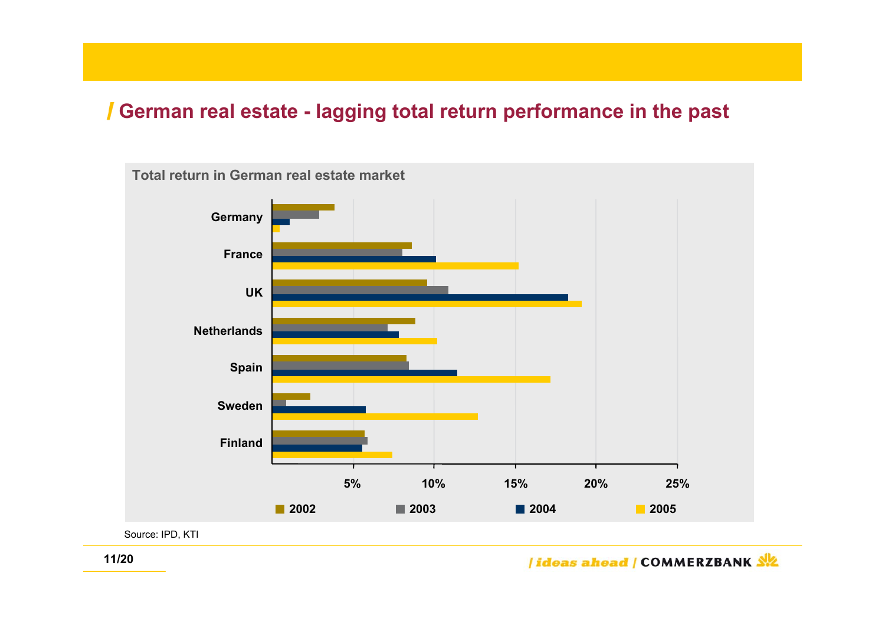## German real estate - lagging total return performance in the past

**Total return in German real estate market**

Germany

France

UK

Netherlands

Spain

Sweden

Finland

5% 10% 15% 20% 25%

2002 2003 2004 2005

Source: IPD, KTI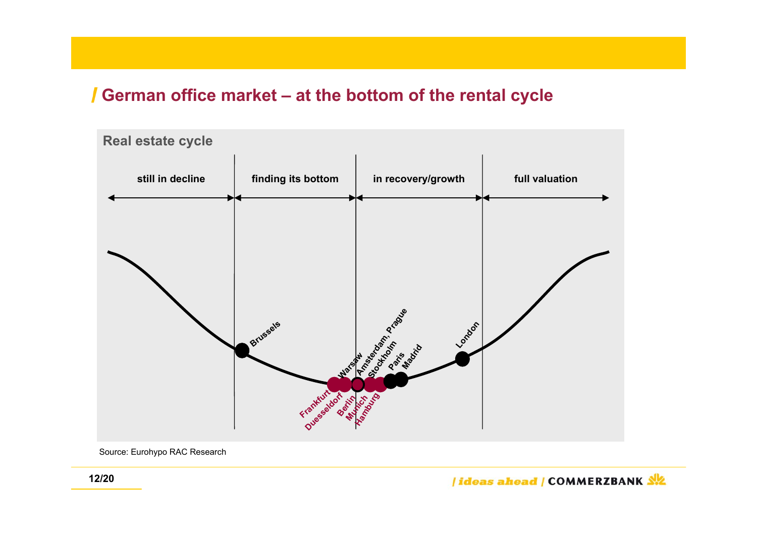## German office market – at the bottom of the rental cycle

**Real estate cycle**

| still in decline | finding its bottom | in recovery/growth | full valuation |
| --- | --- | --- | --- |
| Brussels | Frankfurt, Duesseldorf, Warsaw, Berlin | Amsterdam, Prague, Munich, Stockholm, Hamburg, Paris, Madrid, London | |

Source: Eurohypo RAC Research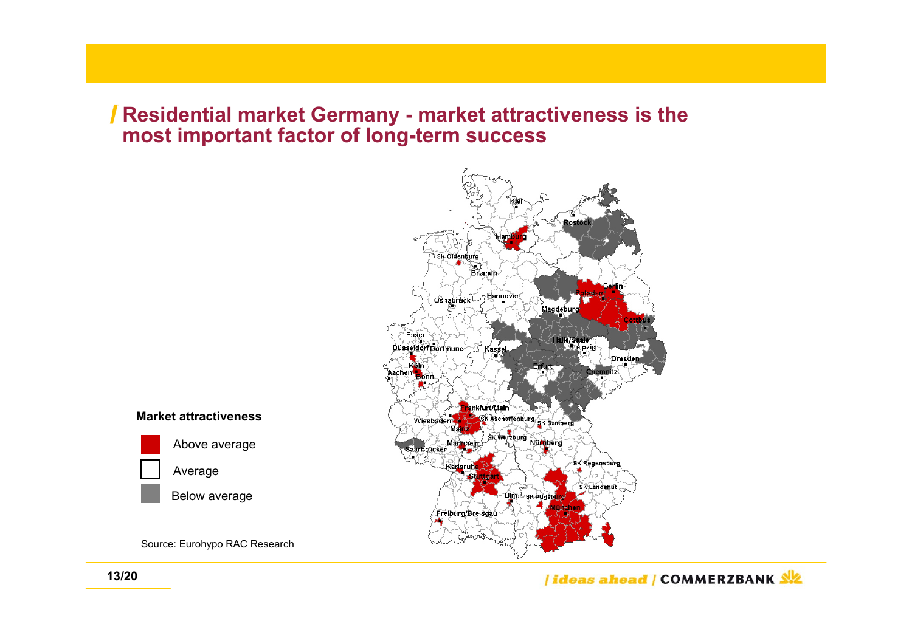## Residential market Germany - market attractiveness is the most important factor of long-term success

**Market attractiveness**

- Above average
- Average
- Below average

Source: Eurohypo RAC Research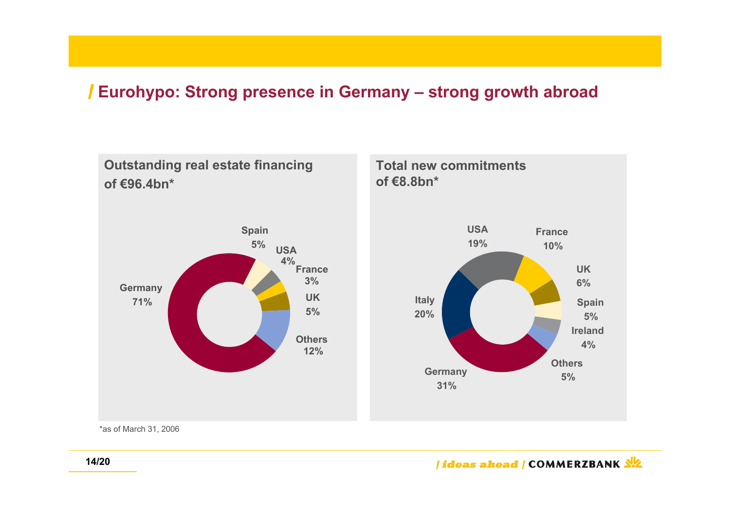# Eurohypo: Strong presence in Germany – strong growth abroad

## Outstanding real estate financing of €96.4bn*

| Region | Share |
|---|---|
| Germany | 71% |
| Spain | 5% |
| USA | 4% |
| France | 3% |
| UK | 5% |
| Others | 12% |

## Total new commitments of €8.8bn*

| Region | Share |
|---|---|
| USA | 19% |
| France | 10% |
| UK | 6% |
| Spain | 5% |
| Ireland | 4% |
| Others | 5% |
| Germany | 31% |
| Italy | 20% |

*as of March 31, 2006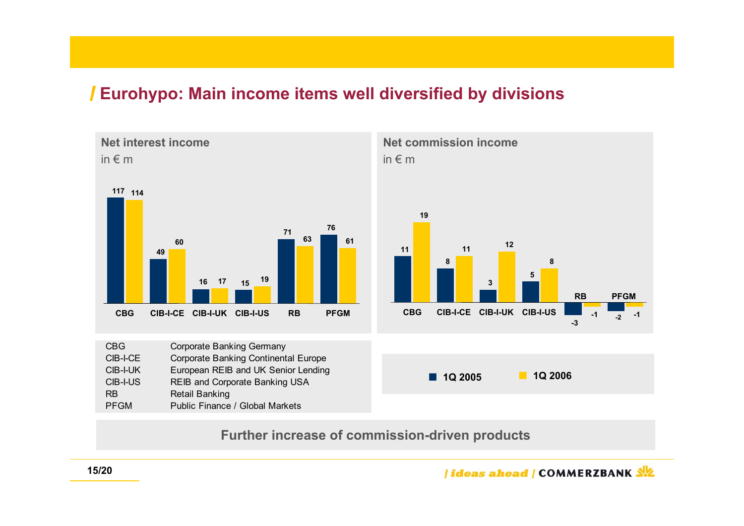# Eurohypo: Main income items well diversified by divisions

## Net interest income

in € m

| | CBG | CIB-I-CE | CIB-I-UK | CIB-I-US | RB | PFGM |
|---|---|---|---|---|---|---|
| 1Q 2005 | 117 | 49 | 16 | 15 | 71 | 76 |
| 1Q 2006 | 114 | 60 | 17 | 19 | 63 | 61 |

## Net commission income

in € m

| | CBG | CIB-I-CE | CIB-I-UK | CIB-I-US | RB | PFGM |
|---|---|---|---|---|---|---|
| 1Q 2005 | 11 | 8 | 3 | 5 | -3 | -2 |
| 1Q 2006 | 19 | 11 | 12 | 8 | -1 | -1 |

| | |
|---|---|
| CBG | Corporate Banking Germany |
| CIB-I-CE | Corporate Banking Continental Europe |
| CIB-I-UK | European REIB and UK Senior Lending |
| CIB-I-US | REIB and Corporate Banking USA |
| RB | Retail Banking |
| PFGM | Public Finance / Global Markets |

**Further increase of commission-driven products**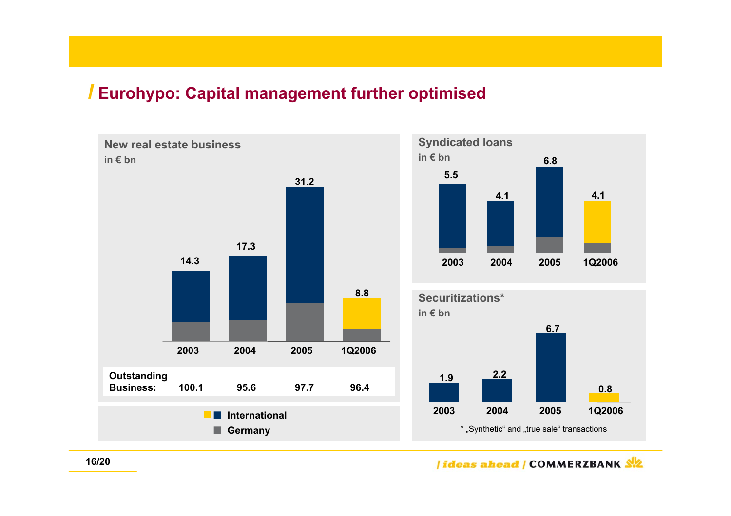# Eurohypo: Capital management further optimised

## New real estate business

in € bn

| | 2003 | 2004 | 2005 | 1Q2006 |
|---|---|---|---|---|
| New real estate business | 14.3 | 17.3 | 31.2 | 8.8 |
| Outstanding Business: | 100.1 | 95.6 | 97.7 | 96.4 |

International
Germany

## Syndicated loans

in € bn

| 2003 | 2004 | 2005 | 1Q2006 |
|---|---|---|---|
| 5.5 | 4.1 | 6.8 | 4.1 |

## Securitizations*

in € bn

| 2003 | 2004 | 2005 | 1Q2006 |
|---|---|---|---|
| 1.9 | 2.2 | 6.7 | 0.8 |

* „Synthetic“ and „true sale“ transactions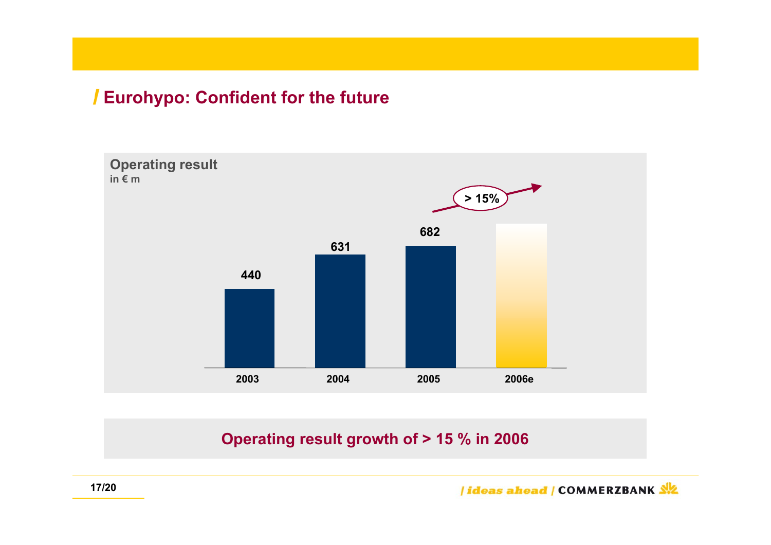## Eurohypo: Confident for the future

**Operating result**
in € m

| 2003 | 2004 | 2005 | 2006e |
|---|---|---|---|
| 440 | 631 | 682 | > 15% |

**Operating result growth of > 15 % in 2006**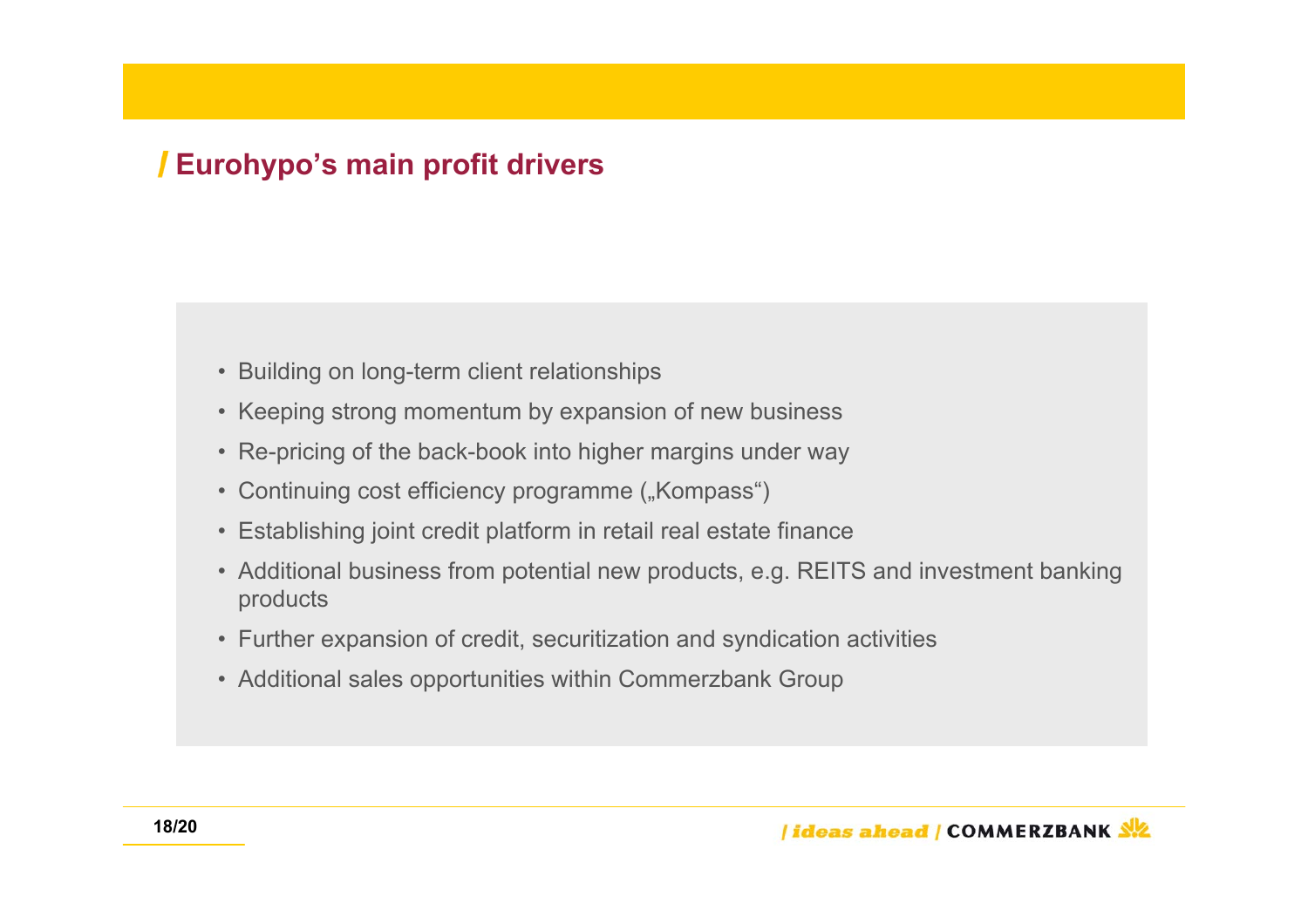## Eurohypo's main profit drivers

- Building on long-term client relationships
- Keeping strong momentum by expansion of new business
- Re-pricing of the back-book into higher margins under way
- Continuing cost efficiency programme („Kompass")
- Establishing joint credit platform in retail real estate finance
- Additional business from potential new products, e.g. REITS and investment banking products
- Further expansion of credit, securitization and syndication activities
- Additional sales opportunities within Commerzbank Group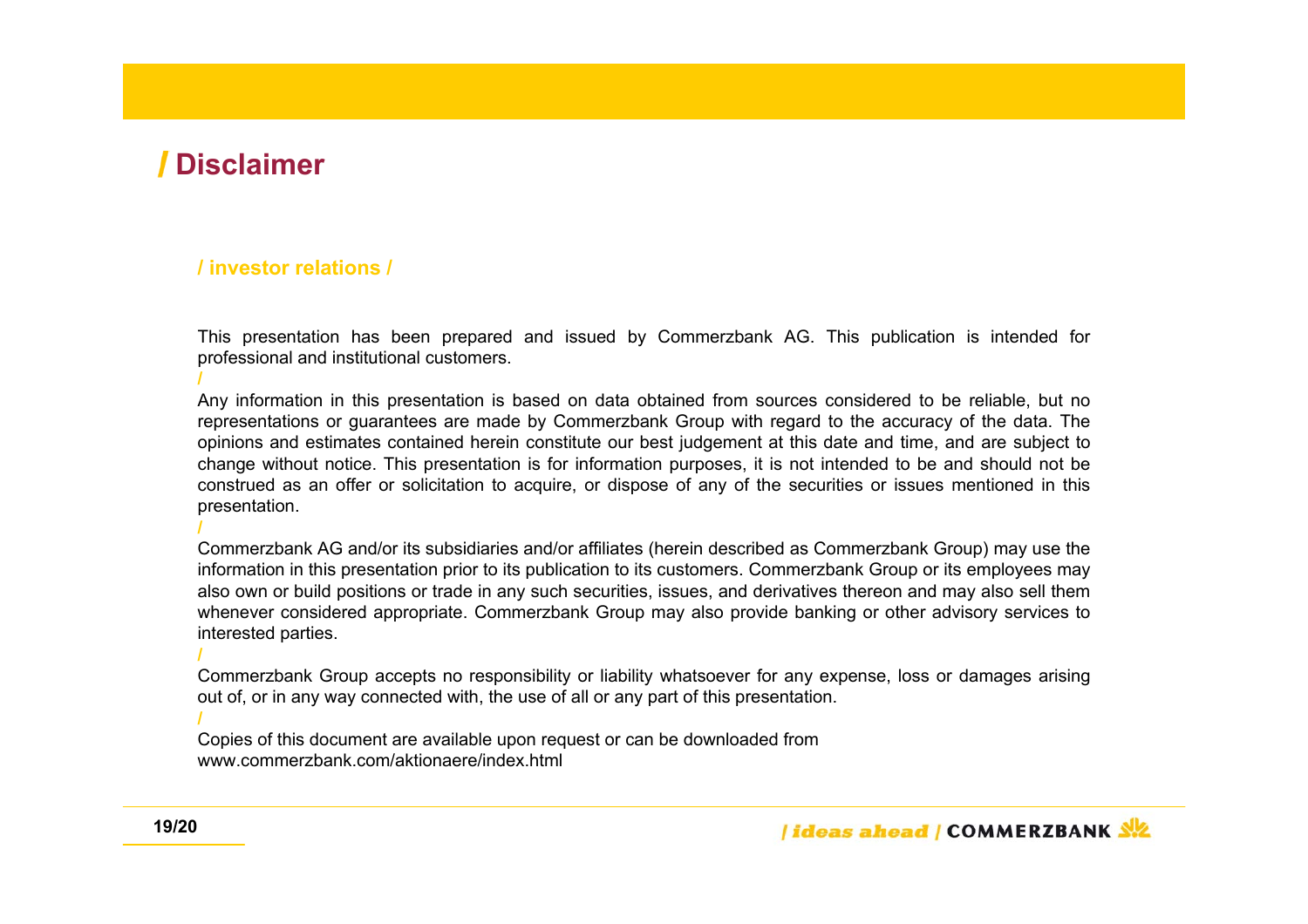# Disclaimer

**/ investor relations /**

This presentation has been prepared and issued by Commerzbank AG. This publication is intended for professional and institutional customers.

/

Any information in this presentation is based on data obtained from sources considered to be reliable, but no representations or guarantees are made by Commerzbank Group with regard to the accuracy of the data. The opinions and estimates contained herein constitute our best judgement at this date and time, and are subject to change without notice. This presentation is for information purposes, it is not intended to be and should not be construed as an offer or solicitation to acquire, or dispose of any of the securities or issues mentioned in this presentation.

/

Commerzbank AG and/or its subsidiaries and/or affiliates (herein described as Commerzbank Group) may use the information in this presentation prior to its publication to its customers. Commerzbank Group or its employees may also own or build positions or trade in any such securities, issues, and derivatives thereon and may also sell them whenever considered appropriate. Commerzbank Group may also provide banking or other advisory services to interested parties.

/

Commerzbank Group accepts no responsibility or liability whatsoever for any expense, loss or damages arising out of, or in any way connected with, the use of all or any part of this presentation.

/

Copies of this document are available upon request or can be downloaded from
www.commerzbank.com/aktionaere/index.html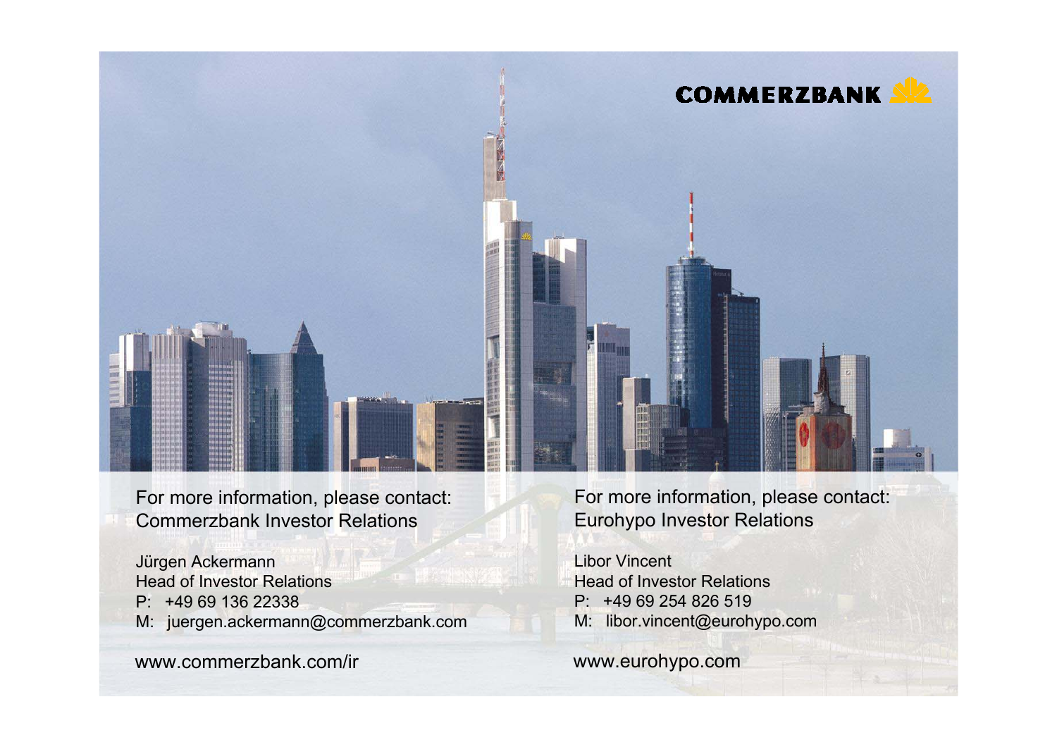COMMERZBANK

For more information, please contact:
Commerzbank Investor Relations

Jürgen Ackermann
Head of Investor Relations
P: +49 69 136 22338
M: juergen.ackermann@commerzbank.com

www.commerzbank.com/ir

For more information, please contact:
Eurohypo Investor Relations

Libor Vincent
Head of Investor Relations
P: +49 69 254 826 519
M: libor.vincent@eurohypo.com

www.eurohypo.com